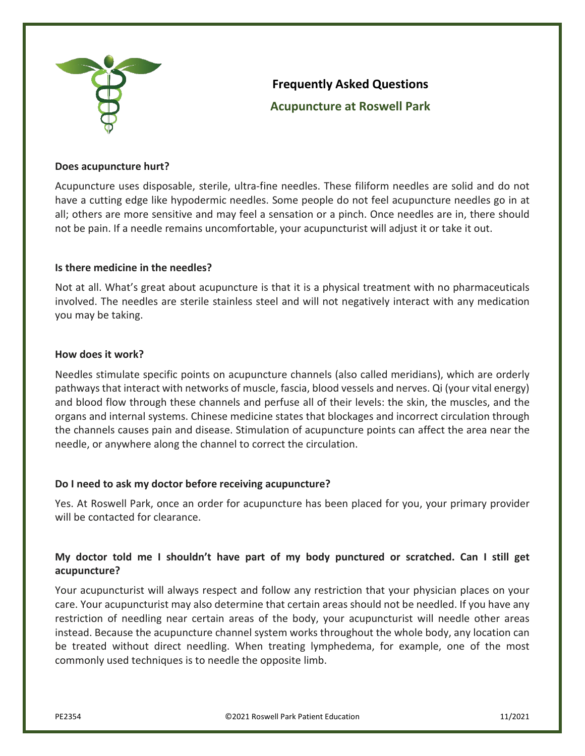# Frequently Asked Questions

## Acupuncture at Roswell Park

**Does acupuncture hurt?**

Acupuncture uses disposable, sterile, ultra-fine needles. These filiform needles are solid and do not have a cutting edge like hypodermic needles. Some people do not feel acupuncture needles go in at all; others are more sensitive and may feel a sensation or a pinch. Once needles are in, there should not be pain. If a needle remains uncomfortable, your acupuncturist will adjust it or take it out.

**Is there medicine in the needles?**

Not at all. What's great about acupuncture is that it is a physical treatment with no pharmaceuticals involved. The needles are sterile stainless steel and will not negatively interact with any medication you may be taking.

**How does it work?**

Needles stimulate specific points on acupuncture channels (also called meridians), which are orderly pathways that interact with networks of muscle, fascia, blood vessels and nerves. Qi (your vital energy) and blood flow through these channels and perfuse all of their levels: the skin, the muscles, and the organs and internal systems. Chinese medicine states that blockages and incorrect circulation through the channels causes pain and disease. Stimulation of acupuncture points can affect the area near the needle, or anywhere along the channel to correct the circulation.

**Do I need to ask my doctor before receiving acupuncture?**

Yes. At Roswell Park, once an order for acupuncture has been placed for you, your primary provider will be contacted for clearance.

**My doctor told me I shouldn't have part of my body punctured or scratched. Can I still get acupuncture?**

Your acupuncturist will always respect and follow any restriction that your physician places on your care. Your acupuncturist may also determine that certain areas should not be needled. If you have any restriction of needling near certain areas of the body, your acupuncturist will needle other areas instead. Because the acupuncture channel system works throughout the whole body, any location can be treated without direct needling. When treating lymphedema, for example, one of the most commonly used techniques is to needle the opposite limb.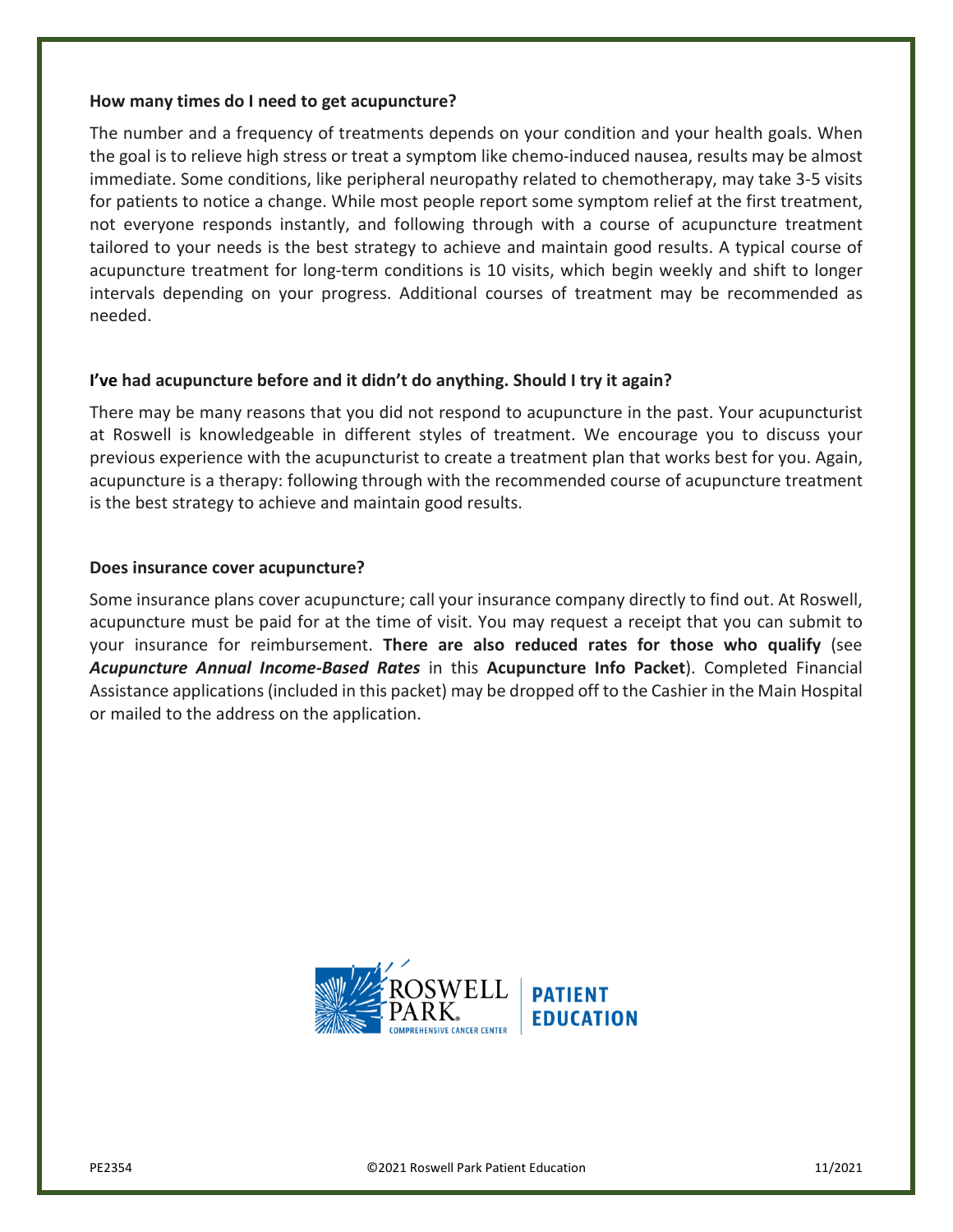### How many times do I need to get acupuncture?

The number and a frequency of treatments depends on your condition and your health goals. When the goal is to relieve high stress or treat a symptom like chemo-induced nausea, results may be almost immediate. Some conditions, like peripheral neuropathy related to chemotherapy, may take 3-5 visits for patients to notice a change. While most people report some symptom relief at the first treatment, not everyone responds instantly, and following through with a course of acupuncture treatment tailored to your needs is the best strategy to achieve and maintain good results. A typical course of acupuncture treatment for long-term conditions is 10 visits, which begin weekly and shift to longer intervals depending on your progress. Additional courses of treatment may be recommended as needed.

### I've had acupuncture before and it didn't do anything. Should I try it again?

There may be many reasons that you did not respond to acupuncture in the past. Your acupuncturist at Roswell is knowledgeable in different styles of treatment. We encourage you to discuss your previous experience with the acupuncturist to create a treatment plan that works best for you. Again, acupuncture is a therapy: following through with the recommended course of acupuncture treatment is the best strategy to achieve and maintain good results.

### Does insurance cover acupuncture?

Some insurance plans cover acupuncture; call your insurance company directly to find out. At Roswell, acupuncture must be paid for at the time of visit. You may request a receipt that you can submit to your insurance for reimbursement. **There are also reduced rates for those who qualify** (see ***Acupuncture Annual Income-Based Rates*** in this **Acupuncture Info Packet**). Completed Financial Assistance applications (included in this packet) may be dropped off to the Cashier in the Main Hospital or mailed to the address on the application.

ROSWELL PARK COMPREHENSIVE CANCER CENTER | PATIENT EDUCATION

PE2354 ©2021 Roswell Park Patient Education 11/2021